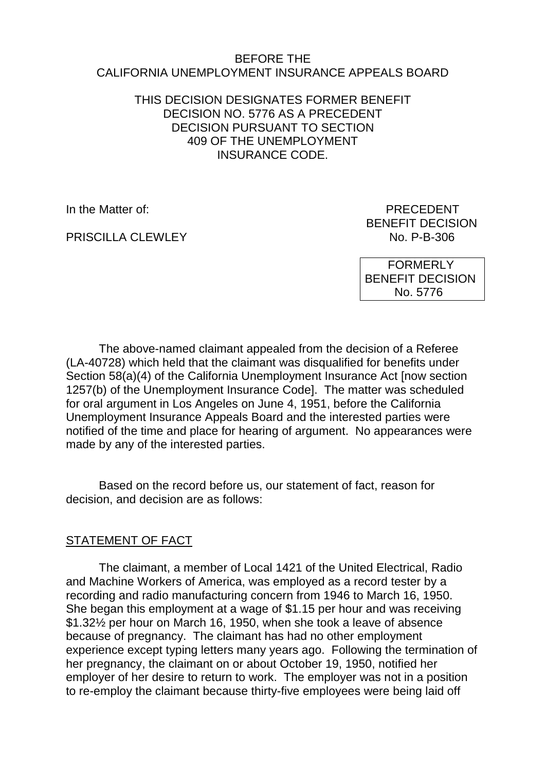BEFORE THE
CALIFORNIA UNEMPLOYMENT INSURANCE APPEALS BOARD

THIS DECISION DESIGNATES FORMER BENEFIT DECISION NO. 5776 AS A PRECEDENT DECISION PURSUANT TO SECTION 409 OF THE UNEMPLOYMENT INSURANCE CODE.

In the Matter of:

PRISCILLA CLEWLEY

PRECEDENT
BENEFIT DECISION
No. P-B-306

FORMERLY
BENEFIT DECISION
No. 5776

The above-named claimant appealed from the decision of a Referee (LA-40728) which held that the claimant was disqualified for benefits under Section 58(a)(4) of the California Unemployment Insurance Act [now section 1257(b) of the Unemployment Insurance Code]. The matter was scheduled for oral argument in Los Angeles on June 4, 1951, before the California Unemployment Insurance Appeals Board and the interested parties were notified of the time and place for hearing of argument. No appearances were made by any of the interested parties.

Based on the record before us, our statement of fact, reason for decision, and decision are as follows:

STATEMENT OF FACT

The claimant, a member of Local 1421 of the United Electrical, Radio and Machine Workers of America, was employed as a record tester by a recording and radio manufacturing concern from 1946 to March 16, 1950. She began this employment at a wage of $1.15 per hour and was receiving $1.32½ per hour on March 16, 1950, when she took a leave of absence because of pregnancy. The claimant has had no other employment experience except typing letters many years ago. Following the termination of her pregnancy, the claimant on or about October 19, 1950, notified her employer of her desire to return to work. The employer was not in a position to re-employ the claimant because thirty-five employees were being laid off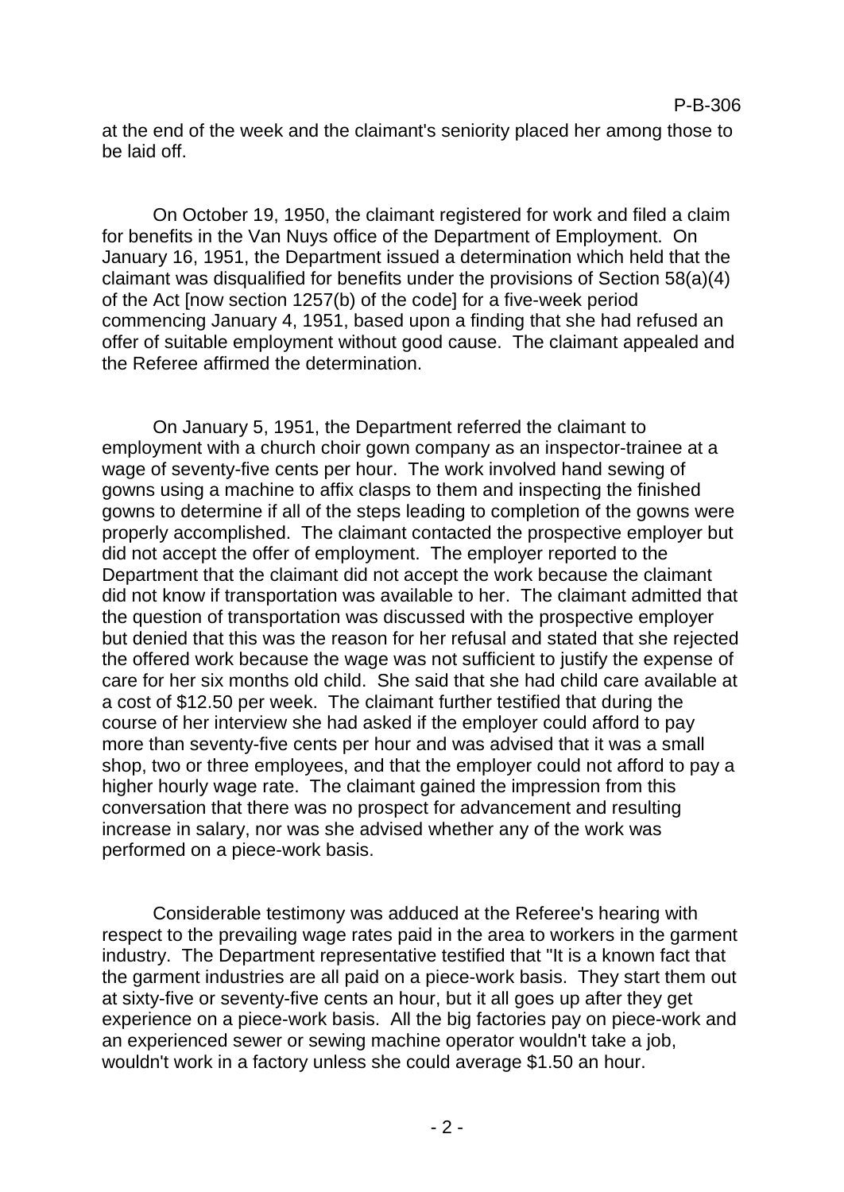at the end of the week and the claimant's seniority placed her among those to be laid off.

On October 19, 1950, the claimant registered for work and filed a claim for benefits in the Van Nuys office of the Department of Employment. On January 16, 1951, the Department issued a determination which held that the claimant was disqualified for benefits under the provisions of Section 58(a)(4) of the Act [now section 1257(b) of the code] for a five-week period commencing January 4, 1951, based upon a finding that she had refused an offer of suitable employment without good cause. The claimant appealed and the Referee affirmed the determination.

On January 5, 1951, the Department referred the claimant to employment with a church choir gown company as an inspector-trainee at a wage of seventy-five cents per hour. The work involved hand sewing of gowns using a machine to affix clasps to them and inspecting the finished gowns to determine if all of the steps leading to completion of the gowns were properly accomplished. The claimant contacted the prospective employer but did not accept the offer of employment. The employer reported to the Department that the claimant did not accept the work because the claimant did not know if transportation was available to her. The claimant admitted that the question of transportation was discussed with the prospective employer but denied that this was the reason for her refusal and stated that she rejected the offered work because the wage was not sufficient to justify the expense of care for her six months old child. She said that she had child care available at a cost of $12.50 per week. The claimant further testified that during the course of her interview she had asked if the employer could afford to pay more than seventy-five cents per hour and was advised that it was a small shop, two or three employees, and that the employer could not afford to pay a higher hourly wage rate. The claimant gained the impression from this conversation that there was no prospect for advancement and resulting increase in salary, nor was she advised whether any of the work was performed on a piece-work basis.

Considerable testimony was adduced at the Referee's hearing with respect to the prevailing wage rates paid in the area to workers in the garment industry. The Department representative testified that "It is a known fact that the garment industries are all paid on a piece-work basis. They start them out at sixty-five or seventy-five cents an hour, but it all goes up after they get experience on a piece-work basis. All the big factories pay on piece-work and an experienced sewer or sewing machine operator wouldn't take a job, wouldn't work in a factory unless she could average $1.50 an hour.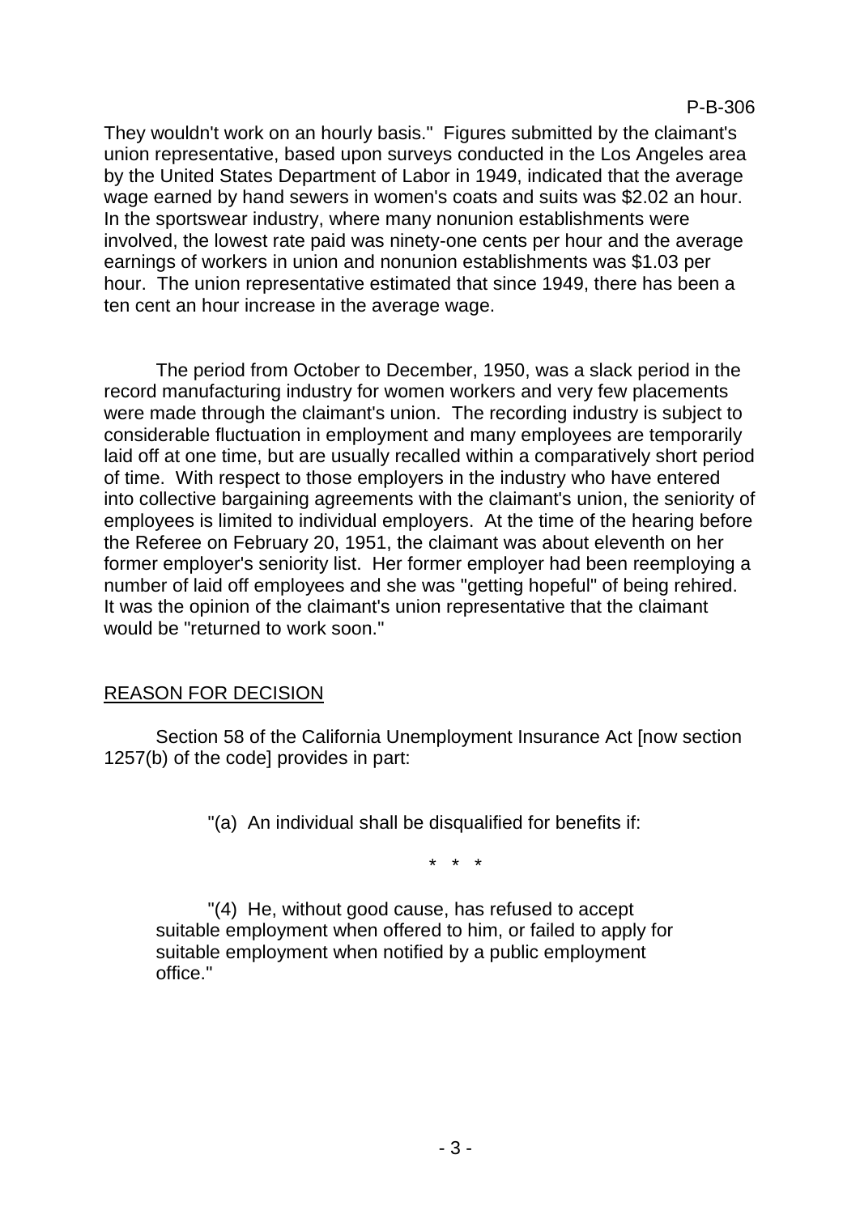They wouldn't work on an hourly basis." Figures submitted by the claimant's union representative, based upon surveys conducted in the Los Angeles area by the United States Department of Labor in 1949, indicated that the average wage earned by hand sewers in women's coats and suits was $2.02 an hour. In the sportswear industry, where many nonunion establishments were involved, the lowest rate paid was ninety-one cents per hour and the average earnings of workers in union and nonunion establishments was $1.03 per hour. The union representative estimated that since 1949, there has been a ten cent an hour increase in the average wage.

The period from October to December, 1950, was a slack period in the record manufacturing industry for women workers and very few placements were made through the claimant's union. The recording industry is subject to considerable fluctuation in employment and many employees are temporarily laid off at one time, but are usually recalled within a comparatively short period of time. With respect to those employers in the industry who have entered into collective bargaining agreements with the claimant's union, the seniority of employees is limited to individual employers. At the time of the hearing before the Referee on February 20, 1951, the claimant was about eleventh on her former employer's seniority list. Her former employer had been reemploying a number of laid off employees and she was "getting hopeful" of being rehired. It was the opinion of the claimant's union representative that the claimant would be "returned to work soon."

## REASON FOR DECISION

Section 58 of the California Unemployment Insurance Act [now section 1257(b) of the code] provides in part:

> "(a) An individual shall be disqualified for benefits if:
>
> \* \* \*
>
> "(4) He, without good cause, has refused to accept suitable employment when offered to him, or failed to apply for suitable employment when notified by a public employment office."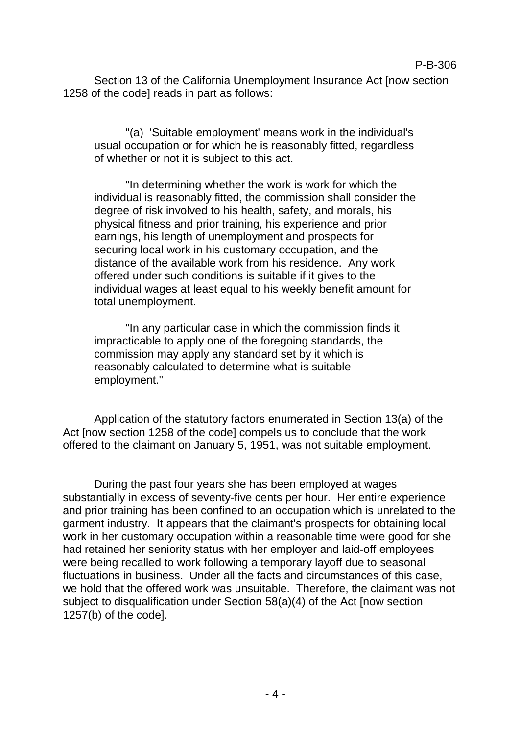Section 13 of the California Unemployment Insurance Act [now section 1258 of the code] reads in part as follows:

> "(a) 'Suitable employment' means work in the individual's usual occupation or for which he is reasonably fitted, regardless of whether or not it is subject to this act.
>
> "In determining whether the work is work for which the individual is reasonably fitted, the commission shall consider the degree of risk involved to his health, safety, and morals, his physical fitness and prior training, his experience and prior earnings, his length of unemployment and prospects for securing local work in his customary occupation, and the distance of the available work from his residence. Any work offered under such conditions is suitable if it gives to the individual wages at least equal to his weekly benefit amount for total unemployment.
>
> "In any particular case in which the commission finds it impracticable to apply one of the foregoing standards, the commission may apply any standard set by it which is reasonably calculated to determine what is suitable employment."

Application of the statutory factors enumerated in Section 13(a) of the Act [now section 1258 of the code] compels us to conclude that the work offered to the claimant on January 5, 1951, was not suitable employment.

During the past four years she has been employed at wages substantially in excess of seventy-five cents per hour. Her entire experience and prior training has been confined to an occupation which is unrelated to the garment industry. It appears that the claimant's prospects for obtaining local work in her customary occupation within a reasonable time were good for she had retained her seniority status with her employer and laid-off employees were being recalled to work following a temporary layoff due to seasonal fluctuations in business. Under all the facts and circumstances of this case, we hold that the offered work was unsuitable. Therefore, the claimant was not subject to disqualification under Section 58(a)(4) of the Act [now section 1257(b) of the code].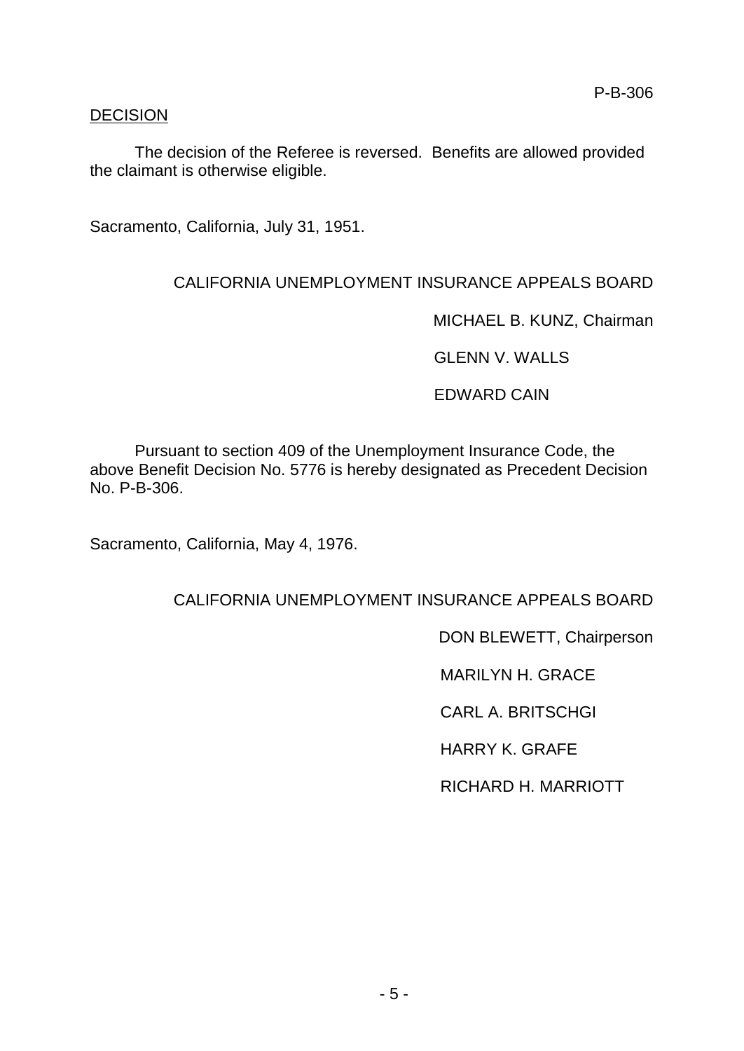## DECISION

The decision of the Referee is reversed. Benefits are allowed provided the claimant is otherwise eligible.

Sacramento, California, July 31, 1951.

CALIFORNIA UNEMPLOYMENT INSURANCE APPEALS BOARD

MICHAEL B. KUNZ, Chairman

GLENN V. WALLS

EDWARD CAIN

Pursuant to section 409 of the Unemployment Insurance Code, the above Benefit Decision No. 5776 is hereby designated as Precedent Decision No. P-B-306.

Sacramento, California, May 4, 1976.

CALIFORNIA UNEMPLOYMENT INSURANCE APPEALS BOARD

DON BLEWETT, Chairperson

MARILYN H. GRACE

CARL A. BRITSCHGI

HARRY K. GRAFE

RICHARD H. MARRIOTT